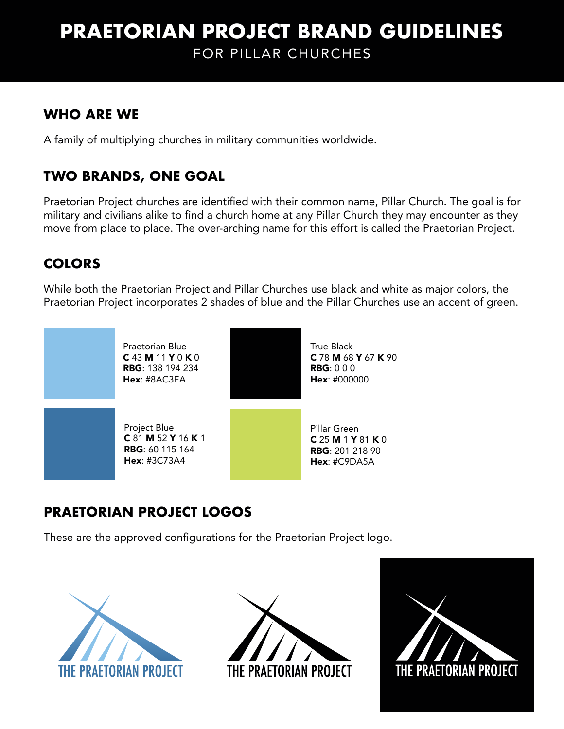# PRAETORIAN PROJECT BRAND GUIDELINES

FOR PILLAR CHURCHES

## WHO ARE WE

A family of multiplying churches in military communities worldwide.

## TWO BRANDS, ONE GOAL

Praetorian Project churches are identified with their common name, Pillar Church. The goal is for military and civilians alike to find a church home at any Pillar Church they may encounter as they move from place to place. The over-arching name for this effort is called the Praetorian Project.

## COLORS

While both the Praetorian Project and Pillar Churches use black and white as major colors, the Praetorian Project incorporates 2 shades of blue and the Pillar Churches use an accent of green.

Praetorian Blue
**C** 43 **M** 11 **Y** 0 **K** 0
**RBG**: 138 194 234
**Hex**: #8AC3EA

True Black
**C** 78 **M** 68 **Y** 67 **K** 90
**RBG**: 0 0 0
**Hex**: #000000

Project Blue
**C** 81 **M** 52 **Y** 16 **K** 1
**RBG**: 60 115 164
**Hex**: #3C73A4

Pillar Green
**C** 25 **M** 1 **Y** 81 **K** 0
**RBG**: 201 218 90
**Hex**: #C9DA5A

## PRAETORIAN PROJECT LOGOS

These are the approved configurations for the Praetorian Project logo.

THE PRAETORIAN PROJECT

THE PRAETORIAN PROJECT

THE PRAETORIAN PROJECT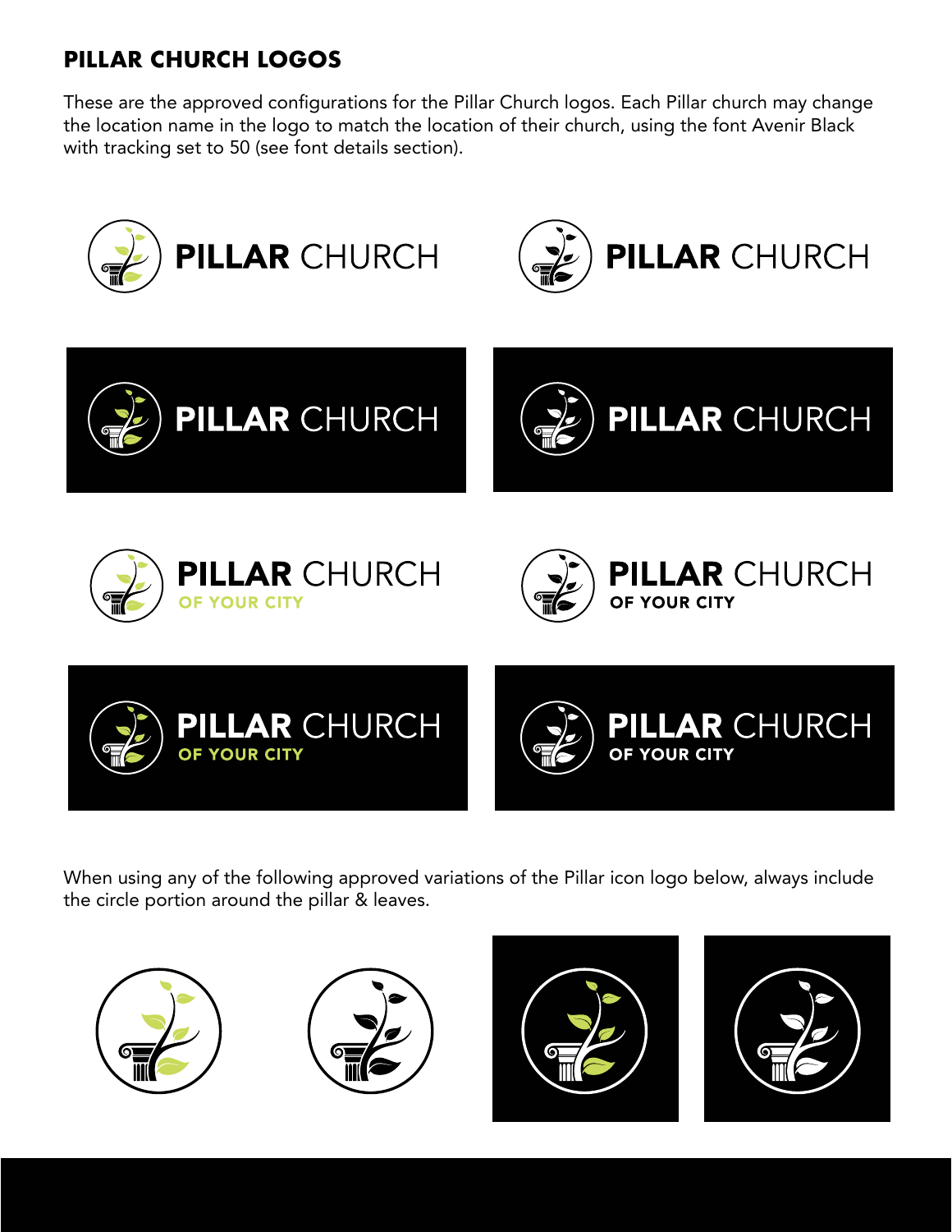## PILLAR CHURCH LOGOS

These are the approved configurations for the Pillar Church logos. Each Pillar church may change the location name in the logo to match the location of their church, using the font Avenir Black with tracking set to 50 (see font details section).

When using any of the following approved variations of the Pillar icon logo below, always include the circle portion around the pillar & leaves.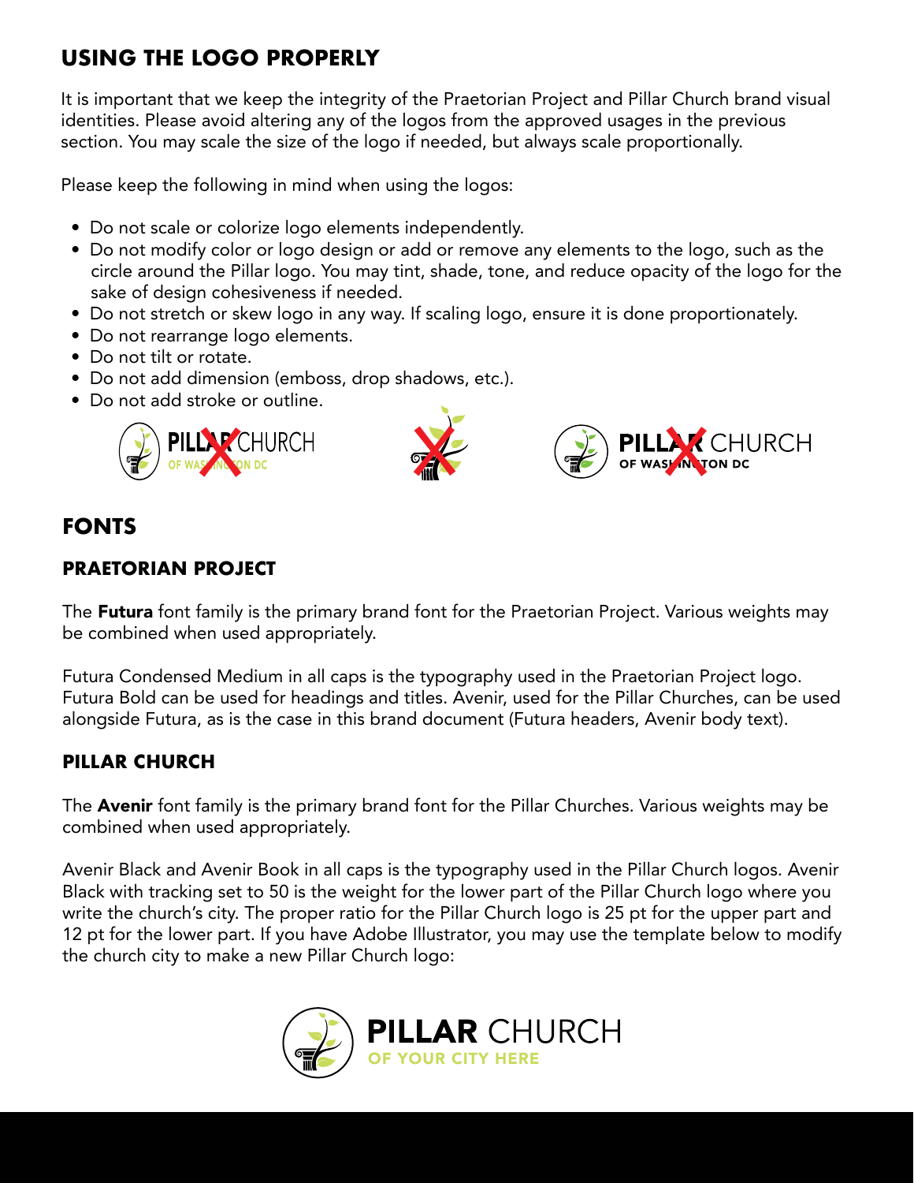## USING THE LOGO PROPERLY

It is important that we keep the integrity of the Praetorian Project and Pillar Church brand visual identities. Please avoid altering any of the logos from the approved usages in the previous section. You may scale the size of the logo if needed, but always scale proportionally.

Please keep the following in mind when using the logos:

- Do not scale or colorize logo elements independently.
- Do not modify color or logo design or add or remove any elements to the logo, such as the circle around the Pillar logo. You may tint, shade, tone, and reduce opacity of the logo for the sake of design cohesiveness if needed.
- Do not stretch or skew logo in any way. If scaling logo, ensure it is done proportionately.
- Do not rearrange logo elements.
- Do not tilt or rotate.
- Do not add dimension (emboss, drop shadows, etc.).
- Do not add stroke or outline.

## FONTS

### PRAETORIAN PROJECT

The **Futura** font family is the primary brand font for the Praetorian Project. Various weights may be combined when used appropriately.

Futura Condensed Medium in all caps is the typography used in the Praetorian Project logo. Futura Bold can be used for headings and titles. Avenir, used for the Pillar Churches, can be used alongside Futura, as is the case in this brand document (Futura headers, Avenir body text).

### PILLAR CHURCH

The **Avenir** font family is the primary brand font for the Pillar Churches. Various weights may be combined when used appropriately.

Avenir Black and Avenir Book in all caps is the typography used in the Pillar Church logos. Avenir Black with tracking set to 50 is the weight for the lower part of the Pillar Church logo where you write the church's city. The proper ratio for the Pillar Church logo is 25 pt for the upper part and 12 pt for the lower part. If you have Adobe Illustrator, you may use the template below to modify the church city to make a new Pillar Church logo: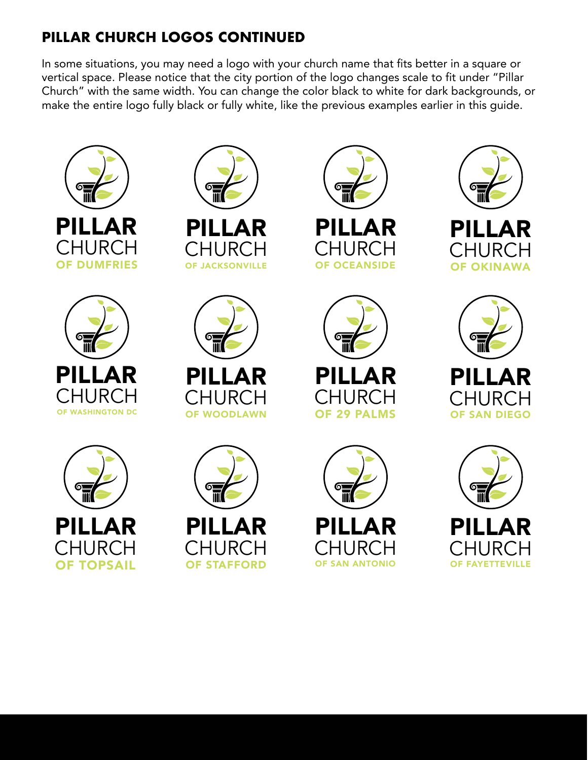## PILLAR CHURCH LOGOS CONTINUED

In some situations, you may need a logo with your church name that fits better in a square or vertical space. Please notice that the city portion of the logo changes scale to fit under "Pillar Church" with the same width. You can change the color black to white for dark backgrounds, or make the entire logo fully black or fully white, like the previous examples earlier in this guide.

PILLAR
CHURCH
OF DUMFRIES

PILLAR
CHURCH
OF JACKSONVILLE

PILLAR
CHURCH
OF OCEANSIDE

PILLAR
CHURCH
OF OKINAWA

PILLAR
CHURCH
OF WASHINGTON DC

PILLAR
CHURCH
OF WOODLAWN

PILLAR
CHURCH
OF 29 PALMS

PILLAR
CHURCH
OF SAN DIEGO

PILLAR
CHURCH
OF TOPSAIL

PILLAR
CHURCH
OF STAFFORD

PILLAR
CHURCH
OF SAN ANTONIO

PILLAR
CHURCH
OF FAYETTEVILLE